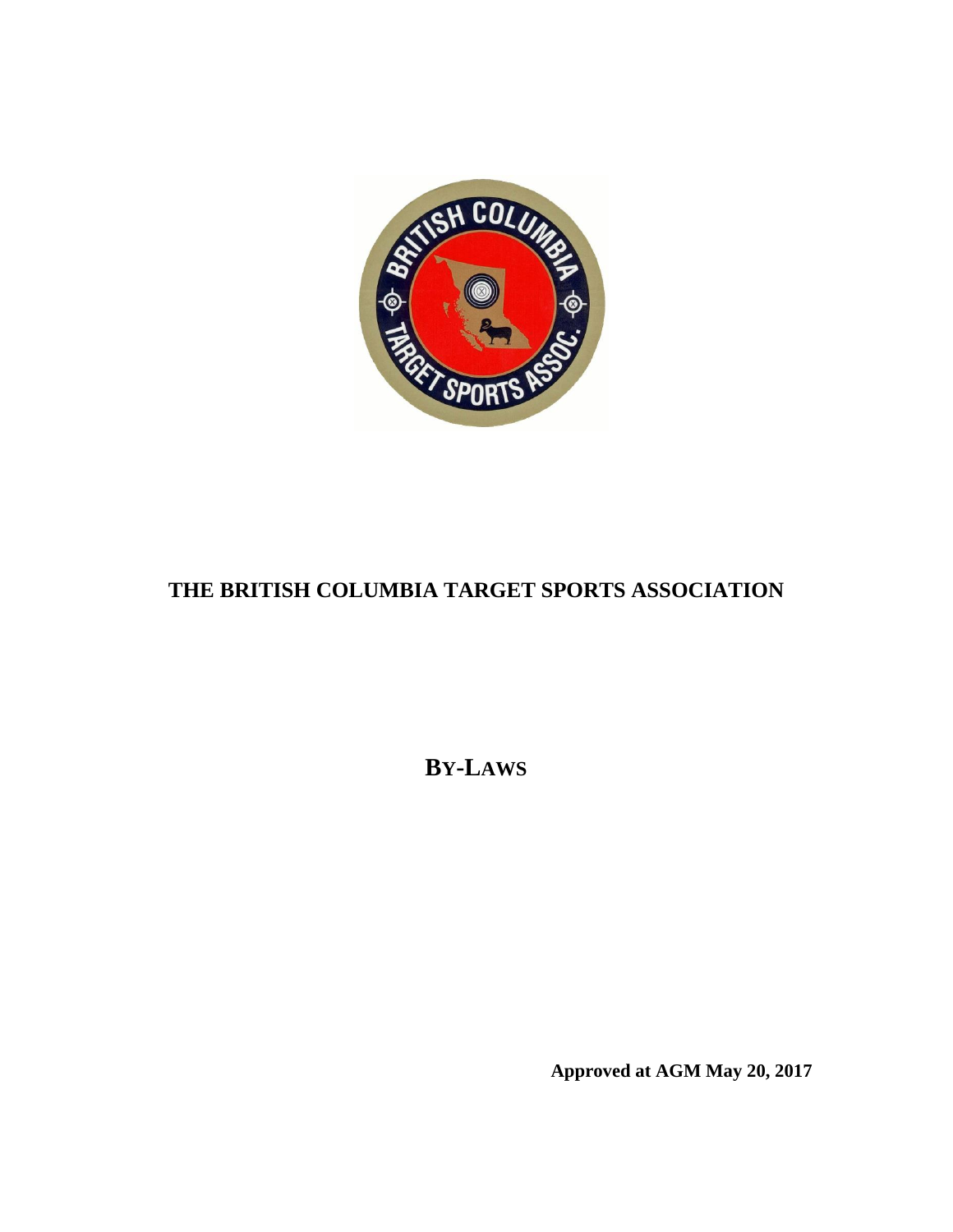# THE BRITISH COLUMBIA TARGET SPORTS ASSOCIATION

## BY-LAWS

**Approved at AGM May 20, 2017**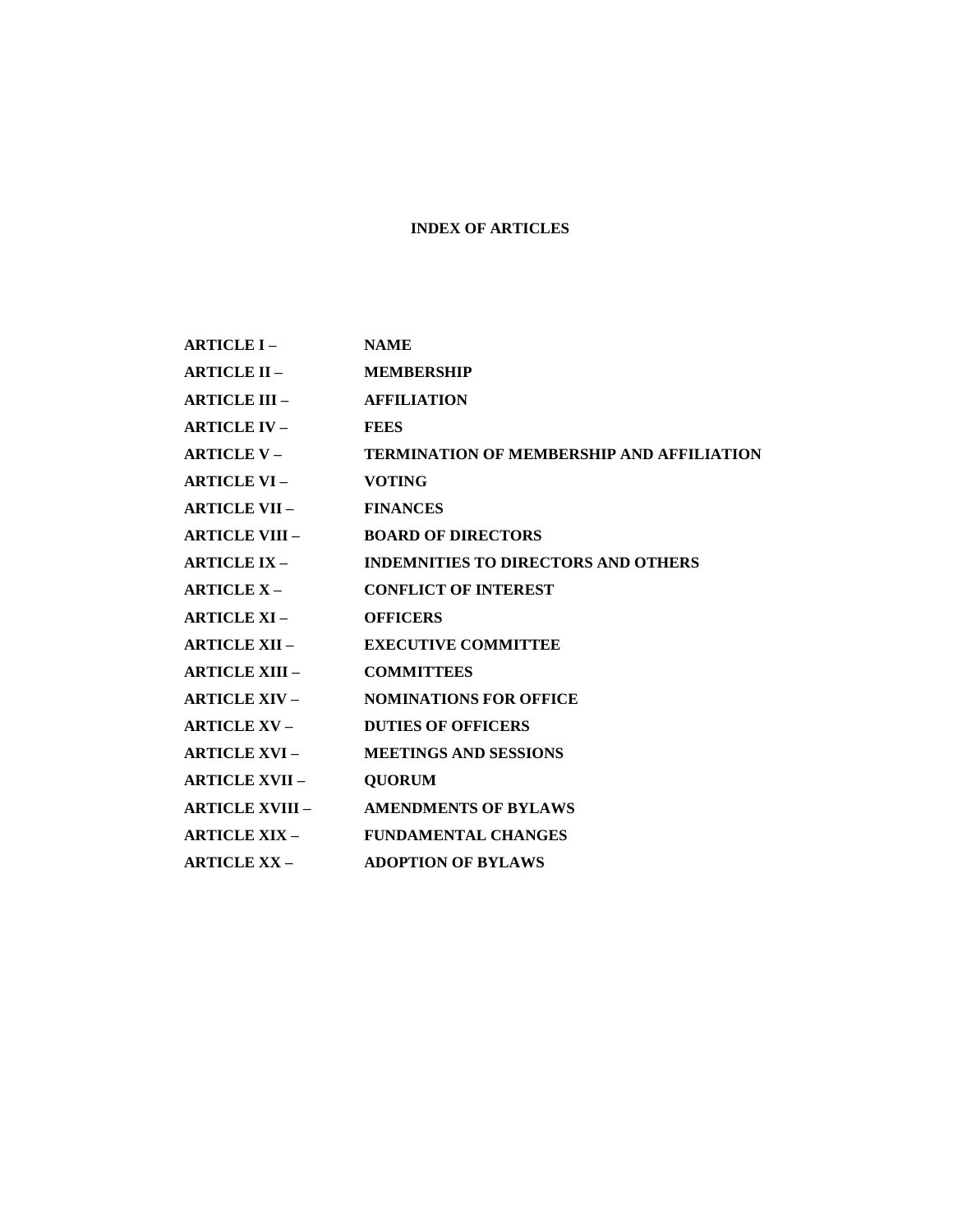## INDEX OF ARTICLES

| | |
|---|---|
| **ARTICLE I –** | **NAME** |
| **ARTICLE II –** | **MEMBERSHIP** |
| **ARTICLE III –** | **AFFILIATION** |
| **ARTICLE IV –** | **FEES** |
| **ARTICLE V –** | **TERMINATION OF MEMBERSHIP AND AFFILIATION** |
| **ARTICLE VI –** | **VOTING** |
| **ARTICLE VII –** | **FINANCES** |
| **ARTICLE VIII –** | **BOARD OF DIRECTORS** |
| **ARTICLE IX –** | **INDEMNITIES TO DIRECTORS AND OTHERS** |
| **ARTICLE X –** | **CONFLICT OF INTEREST** |
| **ARTICLE XI –** | **OFFICERS** |
| **ARTICLE XII –** | **EXECUTIVE COMMITTEE** |
| **ARTICLE XIII –** | **COMMITTEES** |
| **ARTICLE XIV –** | **NOMINATIONS FOR OFFICE** |
| **ARTICLE XV –** | **DUTIES OF OFFICERS** |
| **ARTICLE XVI –** | **MEETINGS AND SESSIONS** |
| **ARTICLE XVII –** | **QUORUM** |
| **ARTICLE XVIII –** | **AMENDMENTS OF BYLAWS** |
| **ARTICLE XIX –** | **FUNDAMENTAL CHANGES** |
| **ARTICLE XX –** | **ADOPTION OF BYLAWS** |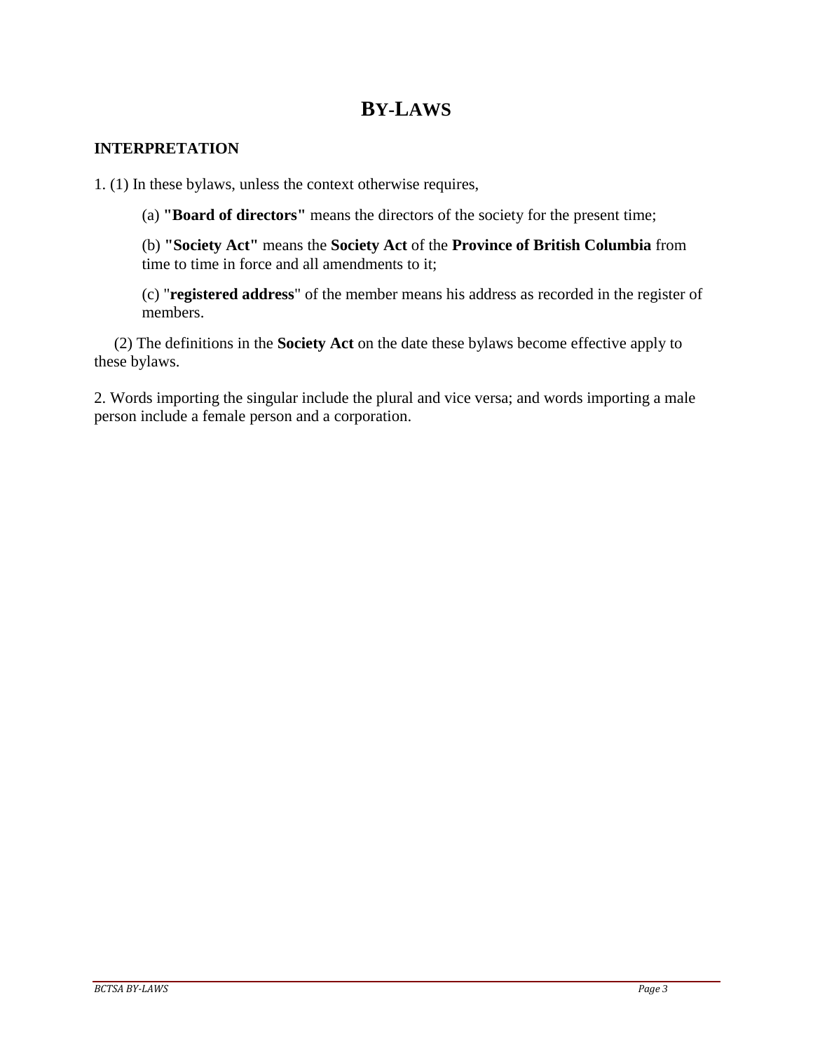# BY-LAWS

## INTERPRETATION

1. (1) In these bylaws, unless the context otherwise requires,

   (a) **"Board of directors"** means the directors of the society for the present time;

   (b) **"Society Act"** means the **Society Act** of the **Province of British Columbia** from time to time in force and all amendments to it;

   (c) "**registered address**" of the member means his address as recorded in the register of members.

   (2) The definitions in the **Society Act** on the date these bylaws become effective apply to these bylaws.

2. Words importing the singular include the plural and vice versa; and words importing a male person include a female person and a corporation.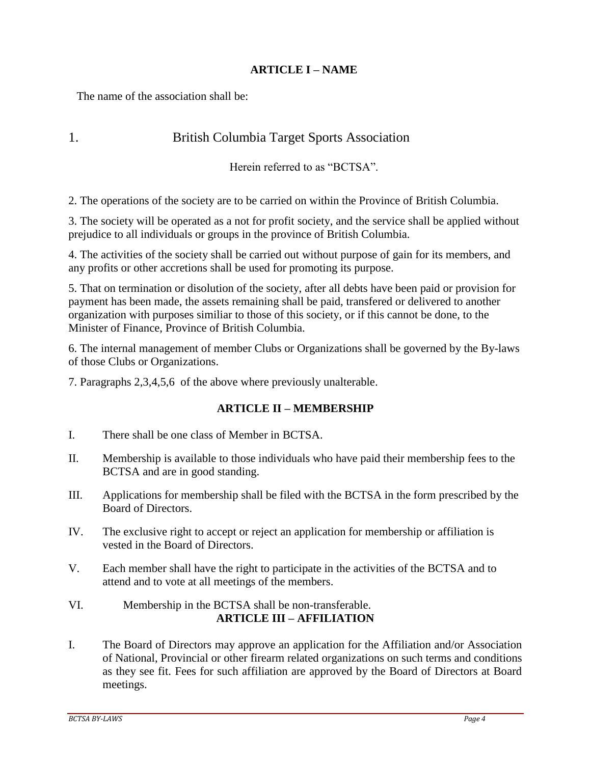## ARTICLE I – NAME

The name of the association shall be:

1. British Columbia Target Sports Association

Herein referred to as "BCTSA".

2. The operations of the society are to be carried on within the Province of British Columbia.

3. The society will be operated as a not for profit society, and the service shall be applied without prejudice to all individuals or groups in the province of British Columbia.

4. The activities of the society shall be carried out without purpose of gain for its members, and any profits or other accretions shall be used for promoting its purpose.

5. That on termination or disolution of the society, after all debts have been paid or provision for payment has been made, the assets remaining shall be paid, transfered or delivered to another organization with purposes similiar to those of this society, or if this cannot be done, to the Minister of Finance, Province of British Columbia.

6. The internal management of member Clubs or Organizations shall be governed by the By-laws of those Clubs or Organizations.

7. Paragraphs 2,3,4,5,6 of the above where previously unalterable.

## ARTICLE II – MEMBERSHIP

I. There shall be one class of Member in BCTSA.

II. Membership is available to those individuals who have paid their membership fees to the BCTSA and are in good standing.

III. Applications for membership shall be filed with the BCTSA in the form prescribed by the Board of Directors.

IV. The exclusive right to accept or reject an application for membership or affiliation is vested in the Board of Directors.

V. Each member shall have the right to participate in the activities of the BCTSA and to attend and to vote at all meetings of the members.

VI. Membership in the BCTSA shall be non-transferable.

## ARTICLE III – AFFILIATION

I. The Board of Directors may approve an application for the Affiliation and/or Association of National, Provincial or other firearm related organizations on such terms and conditions as they see fit. Fees for such affiliation are approved by the Board of Directors at Board meetings.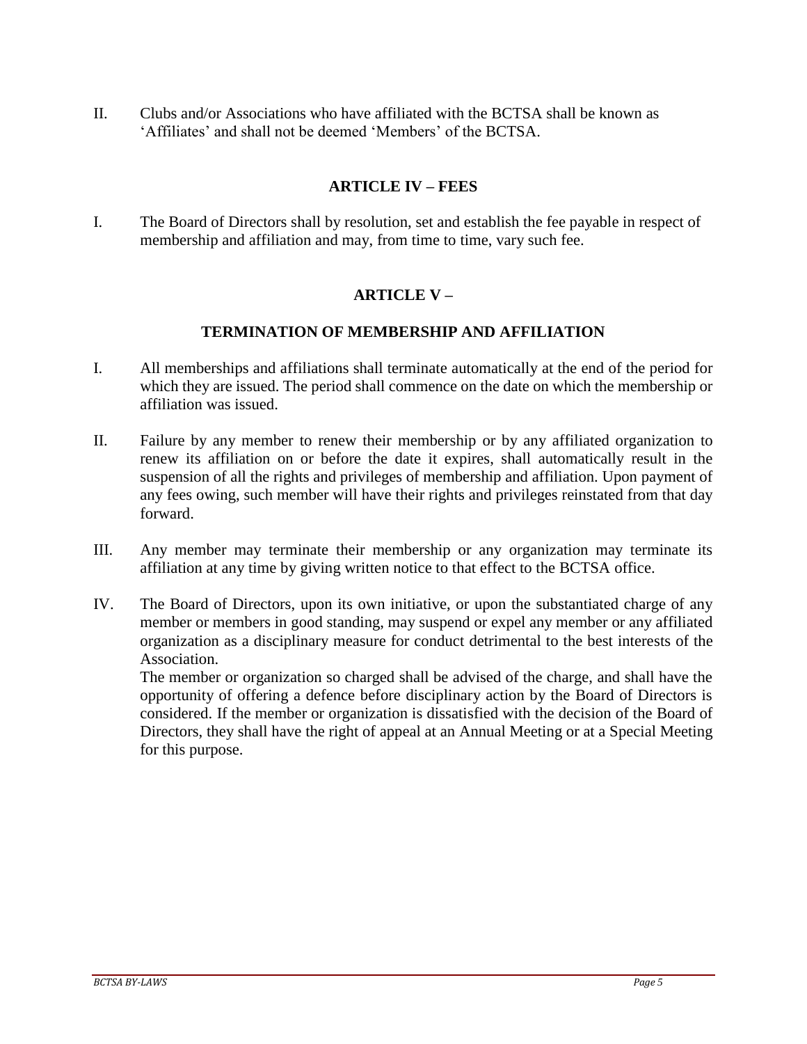II. Clubs and/or Associations who have affiliated with the BCTSA shall be known as 'Affiliates' and shall not be deemed 'Members' of the BCTSA.

## ARTICLE IV – FEES

I. The Board of Directors shall by resolution, set and establish the fee payable in respect of membership and affiliation and may, from time to time, vary such fee.

## ARTICLE V –

## TERMINATION OF MEMBERSHIP AND AFFILIATION

I. All memberships and affiliations shall terminate automatically at the end of the period for which they are issued. The period shall commence on the date on which the membership or affiliation was issued.

II. Failure by any member to renew their membership or by any affiliated organization to renew its affiliation on or before the date it expires, shall automatically result in the suspension of all the rights and privileges of membership and affiliation. Upon payment of any fees owing, such member will have their rights and privileges reinstated from that day forward.

III. Any member may terminate their membership or any organization may terminate its affiliation at any time by giving written notice to that effect to the BCTSA office.

IV. The Board of Directors, upon its own initiative, or upon the substantiated charge of any member or members in good standing, may suspend or expel any member or any affiliated organization as a disciplinary measure for conduct detrimental to the best interests of the Association.
The member or organization so charged shall be advised of the charge, and shall have the opportunity of offering a defence before disciplinary action by the Board of Directors is considered. If the member or organization is dissatisfied with the decision of the Board of Directors, they shall have the right of appeal at an Annual Meeting or at a Special Meeting for this purpose.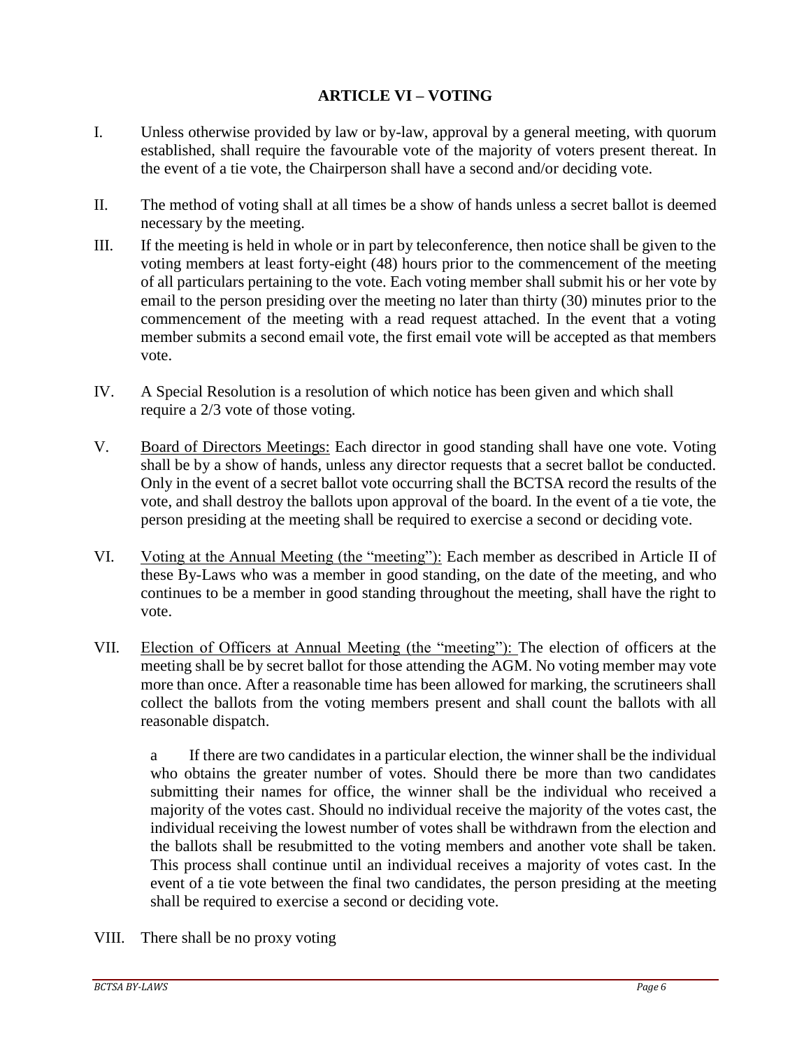## ARTICLE VI – VOTING

I. Unless otherwise provided by law or by-law, approval by a general meeting, with quorum established, shall require the favourable vote of the majority of voters present thereat. In the event of a tie vote, the Chairperson shall have a second and/or deciding vote.

II. The method of voting shall at all times be a show of hands unless a secret ballot is deemed necessary by the meeting.

III. If the meeting is held in whole or in part by teleconference, then notice shall be given to the voting members at least forty-eight (48) hours prior to the commencement of the meeting of all particulars pertaining to the vote. Each voting member shall submit his or her vote by email to the person presiding over the meeting no later than thirty (30) minutes prior to the commencement of the meeting with a read request attached. In the event that a voting member submits a second email vote, the first email vote will be accepted as that members vote.

IV. A Special Resolution is a resolution of which notice has been given and which shall require a 2/3 vote of those voting.

V. Board of Directors Meetings: Each director in good standing shall have one vote. Voting shall be by a show of hands, unless any director requests that a secret ballot be conducted. Only in the event of a secret ballot vote occurring shall the BCTSA record the results of the vote, and shall destroy the ballots upon approval of the board. In the event of a tie vote, the person presiding at the meeting shall be required to exercise a second or deciding vote.

VI. Voting at the Annual Meeting (the "meeting"): Each member as described in Article II of these By-Laws who was a member in good standing, on the date of the meeting, and who continues to be a member in good standing throughout the meeting, shall have the right to vote.

VII. Election of Officers at Annual Meeting (the "meeting"): The election of officers at the meeting shall be by secret ballot for those attending the AGM. No voting member may vote more than once. After a reasonable time has been allowed for marking, the scrutineers shall collect the ballots from the voting members present and shall count the ballots with all reasonable dispatch.

a If there are two candidates in a particular election, the winner shall be the individual who obtains the greater number of votes. Should there be more than two candidates submitting their names for office, the winner shall be the individual who received a majority of the votes cast. Should no individual receive the majority of the votes cast, the individual receiving the lowest number of votes shall be withdrawn from the election and the ballots shall be resubmitted to the voting members and another vote shall be taken. This process shall continue until an individual receives a majority of votes cast. In the event of a tie vote between the final two candidates, the person presiding at the meeting shall be required to exercise a second or deciding vote.

VIII. There shall be no proxy voting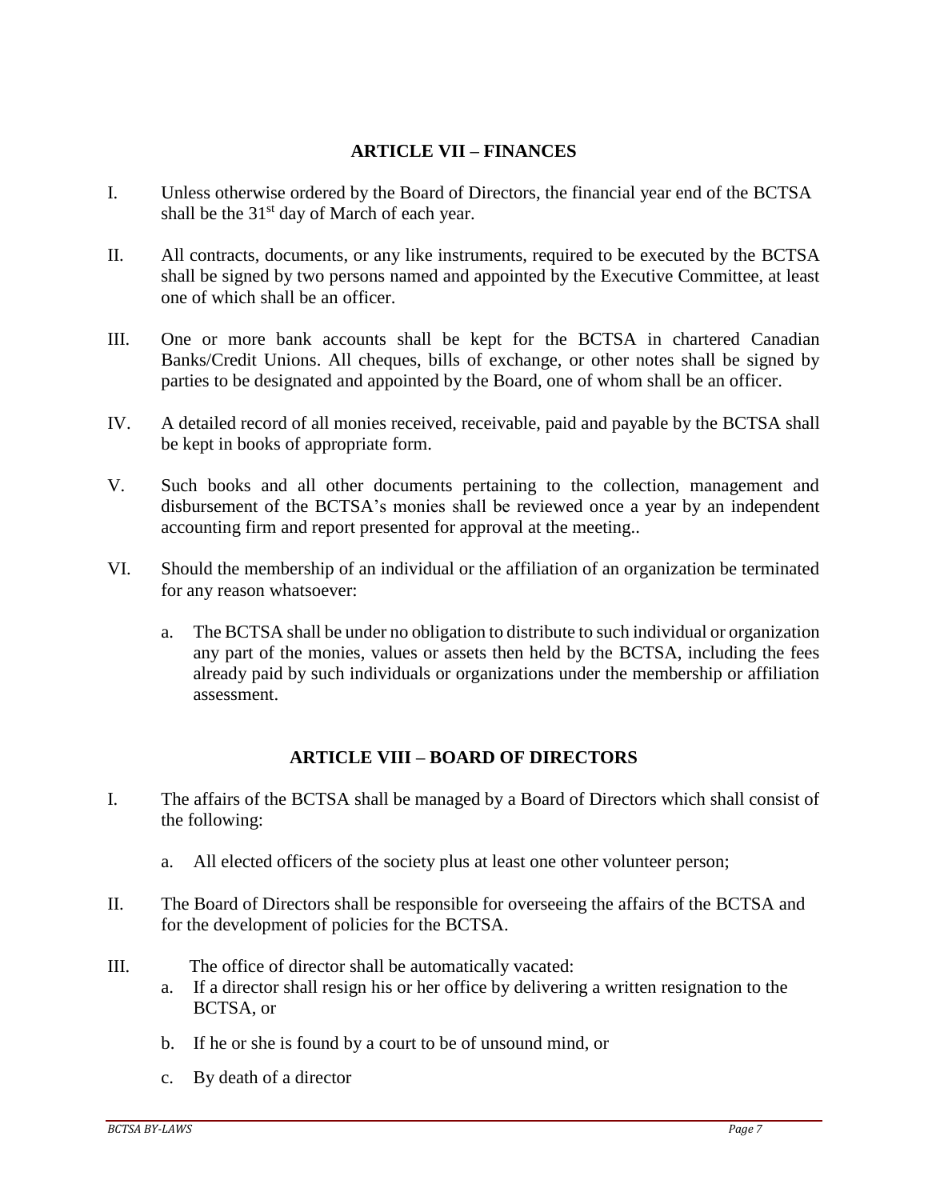## ARTICLE VII – FINANCES

I. Unless otherwise ordered by the Board of Directors, the financial year end of the BCTSA shall be the 31st day of March of each year.

II. All contracts, documents, or any like instruments, required to be executed by the BCTSA shall be signed by two persons named and appointed by the Executive Committee, at least one of which shall be an officer.

III. One or more bank accounts shall be kept for the BCTSA in chartered Canadian Banks/Credit Unions. All cheques, bills of exchange, or other notes shall be signed by parties to be designated and appointed by the Board, one of whom shall be an officer.

IV. A detailed record of all monies received, receivable, paid and payable by the BCTSA shall be kept in books of appropriate form.

V. Such books and all other documents pertaining to the collection, management and disbursement of the BCTSA's monies shall be reviewed once a year by an independent accounting firm and report presented for approval at the meeting..

VI. Should the membership of an individual or the affiliation of an organization be terminated for any reason whatsoever:

   a. The BCTSA shall be under no obligation to distribute to such individual or organization any part of the monies, values or assets then held by the BCTSA, including the fees already paid by such individuals or organizations under the membership or affiliation assessment.

## ARTICLE VIII – BOARD OF DIRECTORS

I. The affairs of the BCTSA shall be managed by a Board of Directors which shall consist of the following:

   a. All elected officers of the society plus at least one other volunteer person;

II. The Board of Directors shall be responsible for overseeing the affairs of the BCTSA and for the development of policies for the BCTSA.

III. The office of director shall be automatically vacated:

   a. If a director shall resign his or her office by delivering a written resignation to the BCTSA, or

   b. If he or she is found by a court to be of unsound mind, or

   c. By death of a director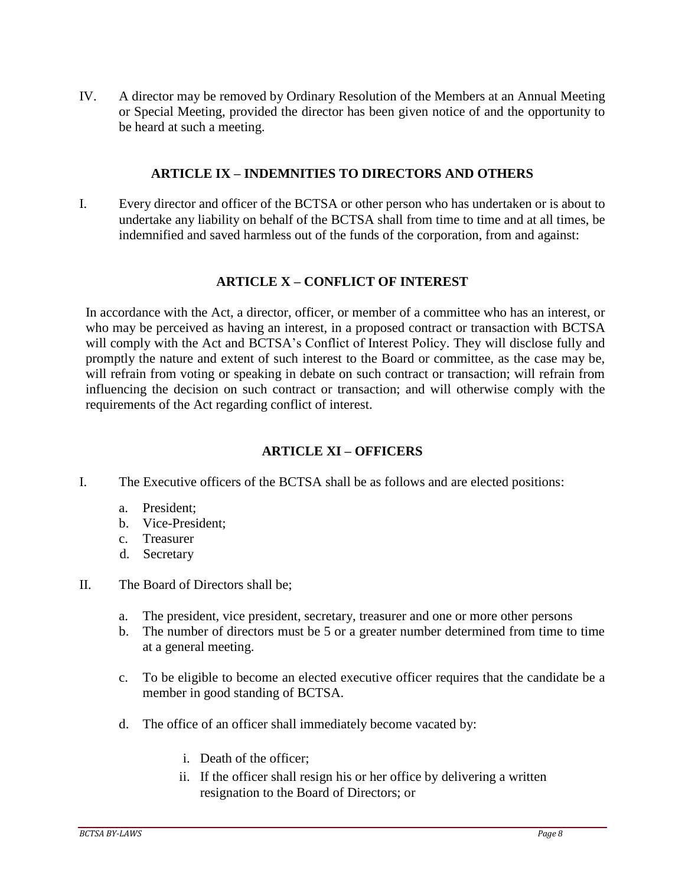IV. A director may be removed by Ordinary Resolution of the Members at an Annual Meeting or Special Meeting, provided the director has been given notice of and the opportunity to be heard at such a meeting.

## ARTICLE IX – INDEMNITIES TO DIRECTORS AND OTHERS

I. Every director and officer of the BCTSA or other person who has undertaken or is about to undertake any liability on behalf of the BCTSA shall from time to time and at all times, be indemnified and saved harmless out of the funds of the corporation, from and against:

## ARTICLE X – CONFLICT OF INTEREST

In accordance with the Act, a director, officer, or member of a committee who has an interest, or who may be perceived as having an interest, in a proposed contract or transaction with BCTSA will comply with the Act and BCTSA's Conflict of Interest Policy. They will disclose fully and promptly the nature and extent of such interest to the Board or committee, as the case may be, will refrain from voting or speaking in debate on such contract or transaction; will refrain from influencing the decision on such contract or transaction; and will otherwise comply with the requirements of the Act regarding conflict of interest.

## ARTICLE XI – OFFICERS

I. The Executive officers of the BCTSA shall be as follows and are elected positions:

   a. President;
   b. Vice-President;
   c. Treasurer
   d. Secretary

II. The Board of Directors shall be;

   a. The president, vice president, secretary, treasurer and one or more other persons
   b. The number of directors must be 5 or a greater number determined from time to time at a general meeting.
   c. To be eligible to become an elected executive officer requires that the candidate be a member in good standing of BCTSA.
   d. The office of an officer shall immediately become vacated by:

      i. Death of the officer;
      ii. If the officer shall resign his or her office by delivering a written resignation to the Board of Directors; or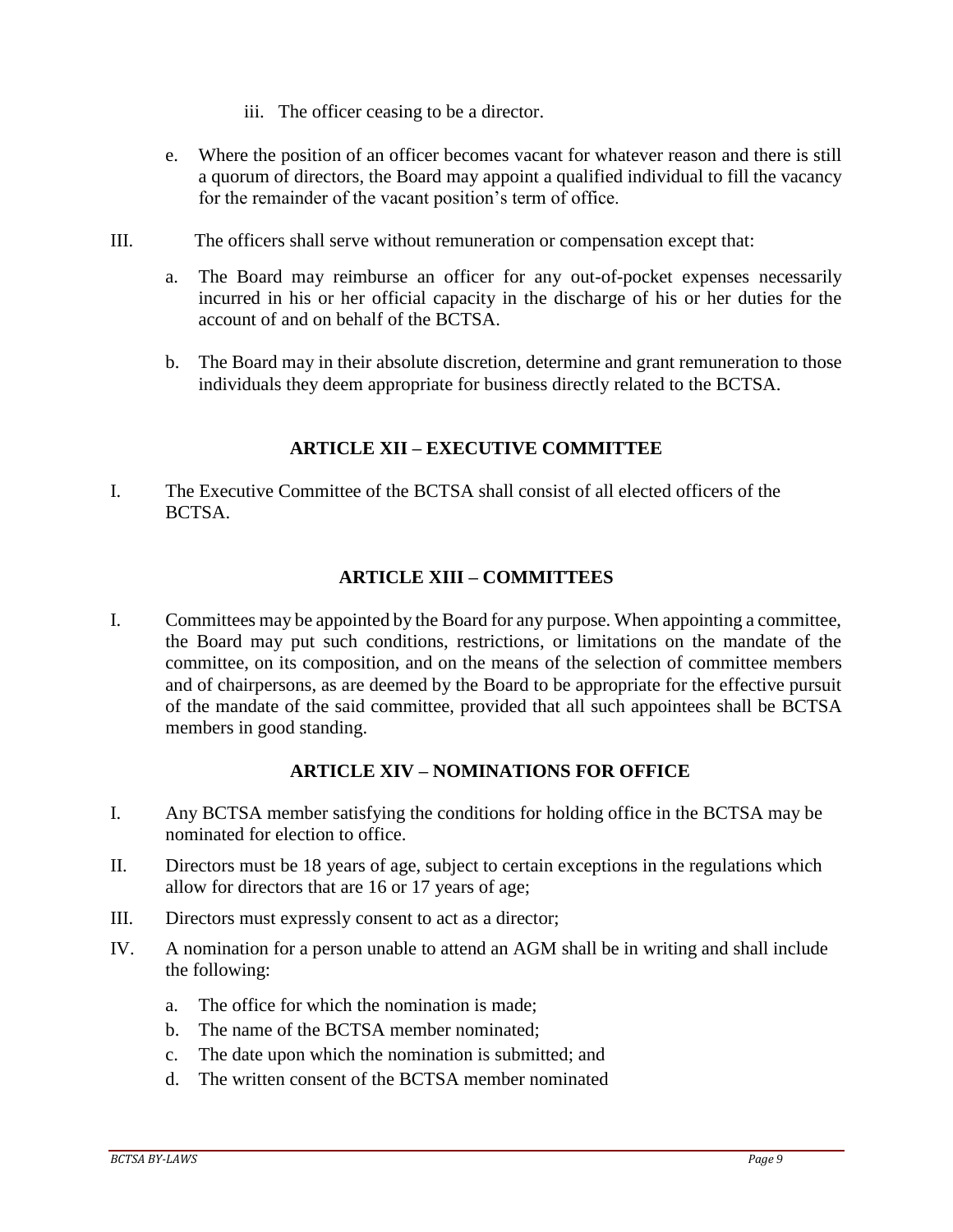iii. The officer ceasing to be a director.

e. Where the position of an officer becomes vacant for whatever reason and there is still a quorum of directors, the Board may appoint a qualified individual to fill the vacancy for the remainder of the vacant position's term of office.

III. The officers shall serve without remuneration or compensation except that:

a. The Board may reimburse an officer for any out-of-pocket expenses necessarily incurred in his or her official capacity in the discharge of his or her duties for the account of and on behalf of the BCTSA.

b. The Board may in their absolute discretion, determine and grant remuneration to those individuals they deem appropriate for business directly related to the BCTSA.

## ARTICLE XII – EXECUTIVE COMMITTEE

I. The Executive Committee of the BCTSA shall consist of all elected officers of the BCTSA.

## ARTICLE XIII – COMMITTEES

I. Committees may be appointed by the Board for any purpose. When appointing a committee, the Board may put such conditions, restrictions, or limitations on the mandate of the committee, on its composition, and on the means of the selection of committee members and of chairpersons, as are deemed by the Board to be appropriate for the effective pursuit of the mandate of the said committee, provided that all such appointees shall be BCTSA members in good standing.

## ARTICLE XIV – NOMINATIONS FOR OFFICE

I. Any BCTSA member satisfying the conditions for holding office in the BCTSA may be nominated for election to office.

II. Directors must be 18 years of age, subject to certain exceptions in the regulations which allow for directors that are 16 or 17 years of age;

III. Directors must expressly consent to act as a director;

IV. A nomination for a person unable to attend an AGM shall be in writing and shall include the following:

a. The office for which the nomination is made;

b. The name of the BCTSA member nominated;

c. The date upon which the nomination is submitted; and

d. The written consent of the BCTSA member nominated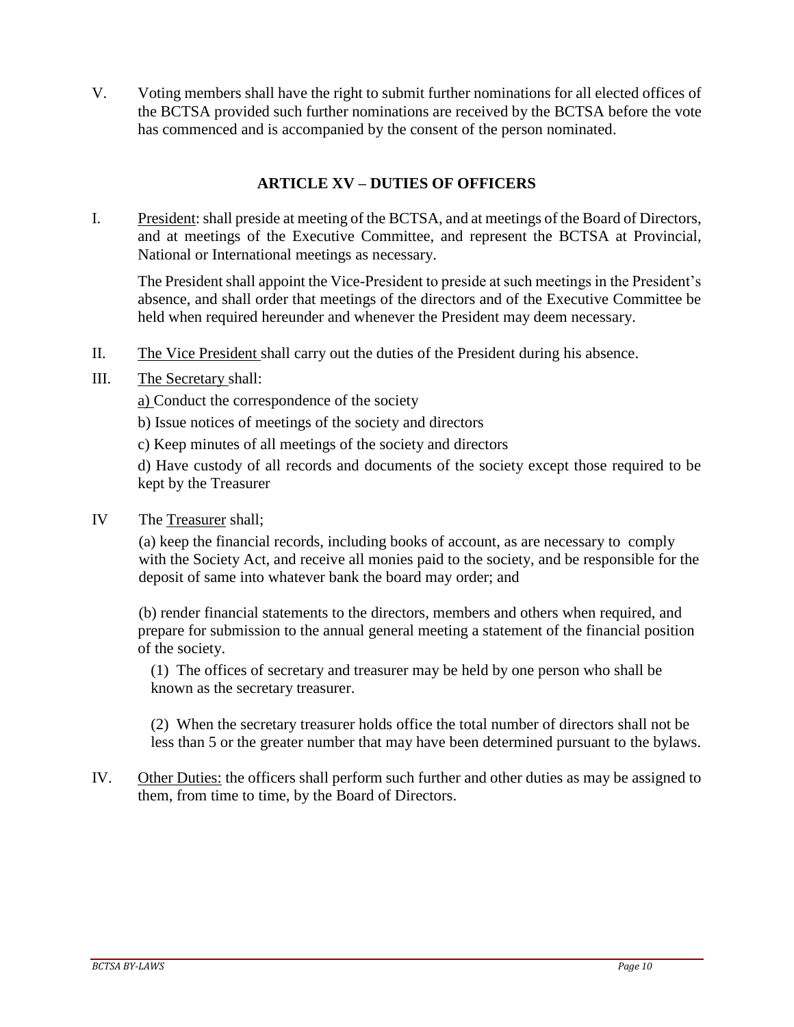V. Voting members shall have the right to submit further nominations for all elected offices of the BCTSA provided such further nominations are received by the BCTSA before the vote has commenced and is accompanied by the consent of the person nominated.

## ARTICLE XV – DUTIES OF OFFICERS

I. President: shall preside at meeting of the BCTSA, and at meetings of the Board of Directors, and at meetings of the Executive Committee, and represent the BCTSA at Provincial, National or International meetings as necessary.

The President shall appoint the Vice-President to preside at such meetings in the President's absence, and shall order that meetings of the directors and of the Executive Committee be held when required hereunder and whenever the President may deem necessary.

II. The Vice President shall carry out the duties of the President during his absence.

III. The Secretary shall:

a) Conduct the correspondence of the society

b) Issue notices of meetings of the society and directors

c) Keep minutes of all meetings of the society and directors

d) Have custody of all records and documents of the society except those required to be kept by the Treasurer

IV The Treasurer shall;

(a) keep the financial records, including books of account, as are necessary to comply with the Society Act, and receive all monies paid to the society, and be responsible for the deposit of same into whatever bank the board may order; and

(b) render financial statements to the directors, members and others when required, and prepare for submission to the annual general meeting a statement of the financial position of the society.

(1) The offices of secretary and treasurer may be held by one person who shall be known as the secretary treasurer.

(2) When the secretary treasurer holds office the total number of directors shall not be less than 5 or the greater number that may have been determined pursuant to the bylaws.

IV. Other Duties: the officers shall perform such further and other duties as may be assigned to them, from time to time, by the Board of Directors.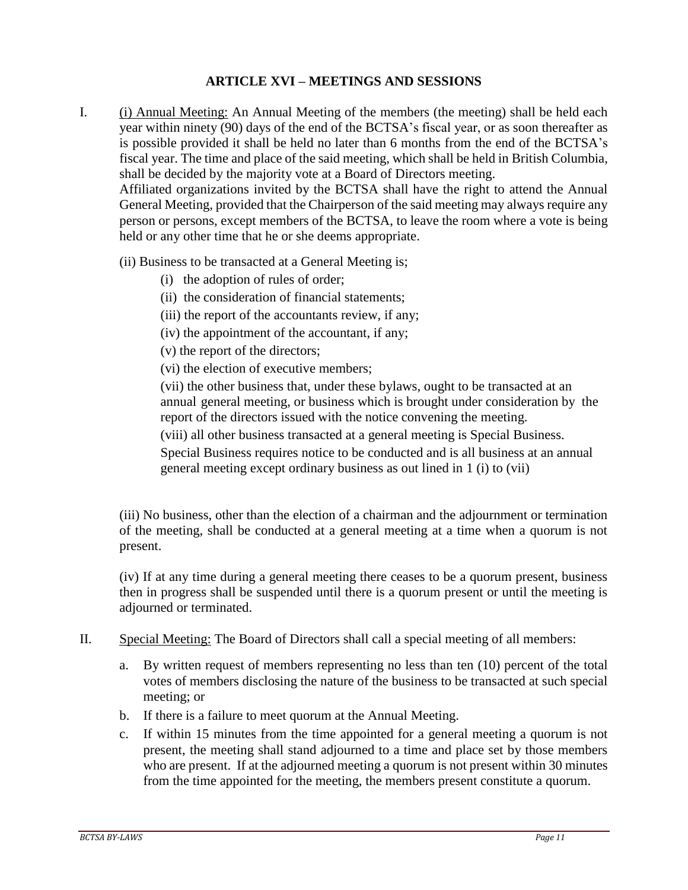## ARTICLE XVI – MEETINGS AND SESSIONS

I. (i) Annual Meeting: An Annual Meeting of the members (the meeting) shall be held each year within ninety (90) days of the end of the BCTSA's fiscal year, or as soon thereafter as is possible provided it shall be held no later than 6 months from the end of the BCTSA's fiscal year. The time and place of the said meeting, which shall be held in British Columbia, shall be decided by the majority vote at a Board of Directors meeting.
Affiliated organizations invited by the BCTSA shall have the right to attend the Annual General Meeting, provided that the Chairperson of the said meeting may always require any person or persons, except members of the BCTSA, to leave the room where a vote is being held or any other time that he or she deems appropriate.

(ii) Business to be transacted at a General Meeting is;

(i) the adoption of rules of order;

(ii) the consideration of financial statements;

(iii) the report of the accountants review, if any;

(iv) the appointment of the accountant, if any;

(v) the report of the directors;

(vi) the election of executive members;

(vii) the other business that, under these bylaws, ought to be transacted at an annual general meeting, or business which is brought under consideration by the report of the directors issued with the notice convening the meeting.

(viii) all other business transacted at a general meeting is Special Business. Special Business requires notice to be conducted and is all business at an annual general meeting except ordinary business as out lined in 1 (i) to (vii)

(iii) No business, other than the election of a chairman and the adjournment or termination of the meeting, shall be conducted at a general meeting at a time when a quorum is not present.

(iv) If at any time during a general meeting there ceases to be a quorum present, business then in progress shall be suspended until there is a quorum present or until the meeting is adjourned or terminated.

II. Special Meeting: The Board of Directors shall call a special meeting of all members:

a. By written request of members representing no less than ten (10) percent of the total votes of members disclosing the nature of the business to be transacted at such special meeting; or
b. If there is a failure to meet quorum at the Annual Meeting.
c. If within 15 minutes from the time appointed for a general meeting a quorum is not present, the meeting shall stand adjourned to a time and place set by those members who are present. If at the adjourned meeting a quorum is not present within 30 minutes from the time appointed for the meeting, the members present constitute a quorum.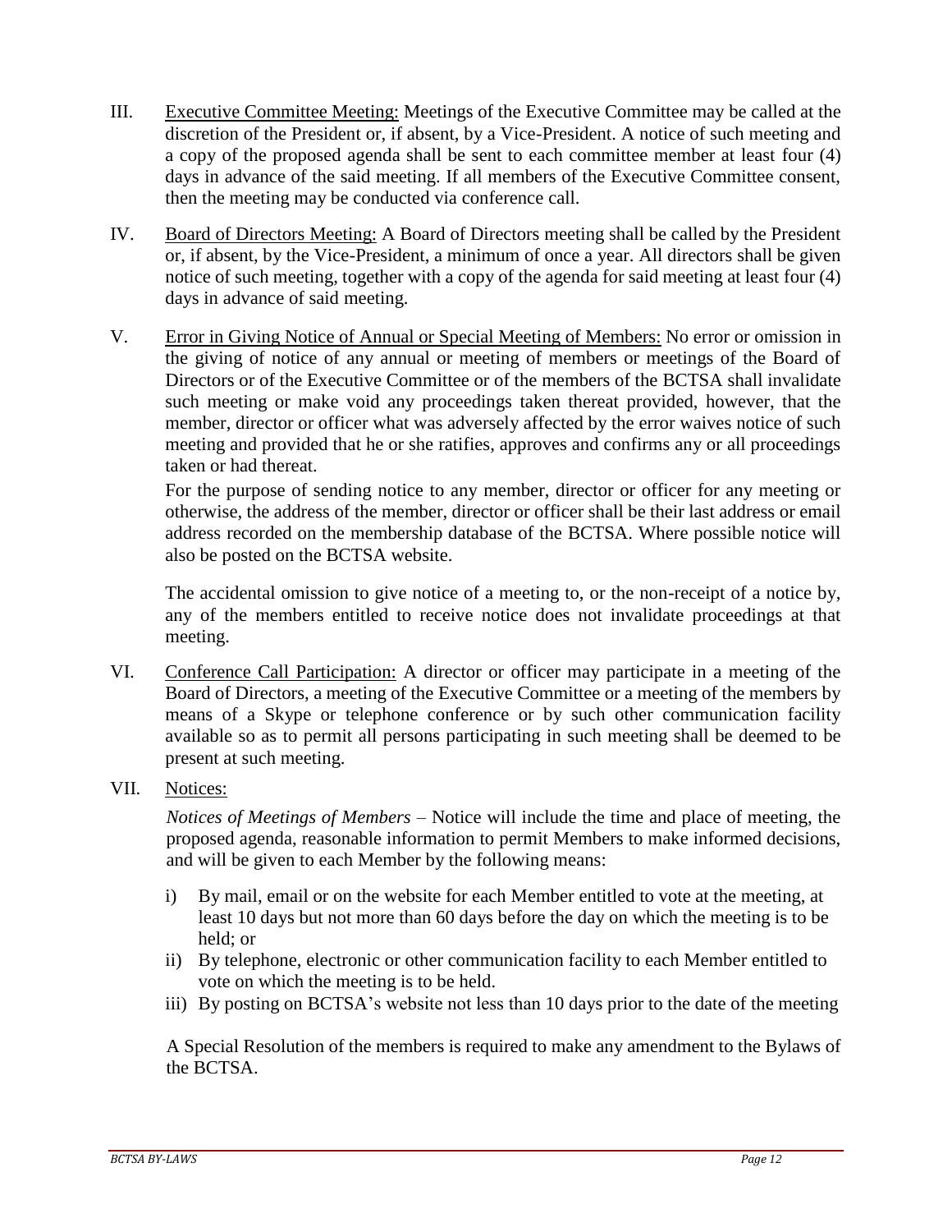III. <u>Executive Committee Meeting:</u> Meetings of the Executive Committee may be called at the discretion of the President or, if absent, by a Vice-President. A notice of such meeting and a copy of the proposed agenda shall be sent to each committee member at least four (4) days in advance of the said meeting. If all members of the Executive Committee consent, then the meeting may be conducted via conference call.

IV. <u>Board of Directors Meeting:</u> A Board of Directors meeting shall be called by the President or, if absent, by the Vice-President, a minimum of once a year. All directors shall be given notice of such meeting, together with a copy of the agenda for said meeting at least four (4) days in advance of said meeting.

V. <u>Error in Giving Notice of Annual or Special Meeting of Members:</u> No error or omission in the giving of notice of any annual or meeting of members or meetings of the Board of Directors or of the Executive Committee or of the members of the BCTSA shall invalidate such meeting or make void any proceedings taken thereat provided, however, that the member, director or officer what was adversely affected by the error waives notice of such meeting and provided that he or she ratifies, approves and confirms any or all proceedings taken or had thereat.

For the purpose of sending notice to any member, director or officer for any meeting or otherwise, the address of the member, director or officer shall be their last address or email address recorded on the membership database of the BCTSA. Where possible notice will also be posted on the BCTSA website.

The accidental omission to give notice of a meeting to, or the non-receipt of a notice by, any of the members entitled to receive notice does not invalidate proceedings at that meeting.

VI. <u>Conference Call Participation:</u> A director or officer may participate in a meeting of the Board of Directors, a meeting of the Executive Committee or a meeting of the members by means of a Skype or telephone conference or by such other communication facility available so as to permit all persons participating in such meeting shall be deemed to be present at such meeting.

VII. <u>Notices:</u>

*Notices of Meetings of Members* – Notice will include the time and place of meeting, the proposed agenda, reasonable information to permit Members to make informed decisions, and will be given to each Member by the following means:

i) By mail, email or on the website for each Member entitled to vote at the meeting, at least 10 days but not more than 60 days before the day on which the meeting is to be held; or
ii) By telephone, electronic or other communication facility to each Member entitled to vote on which the meeting is to be held.
iii) By posting on BCTSA's website not less than 10 days prior to the date of the meeting

A Special Resolution of the members is required to make any amendment to the Bylaws of the BCTSA.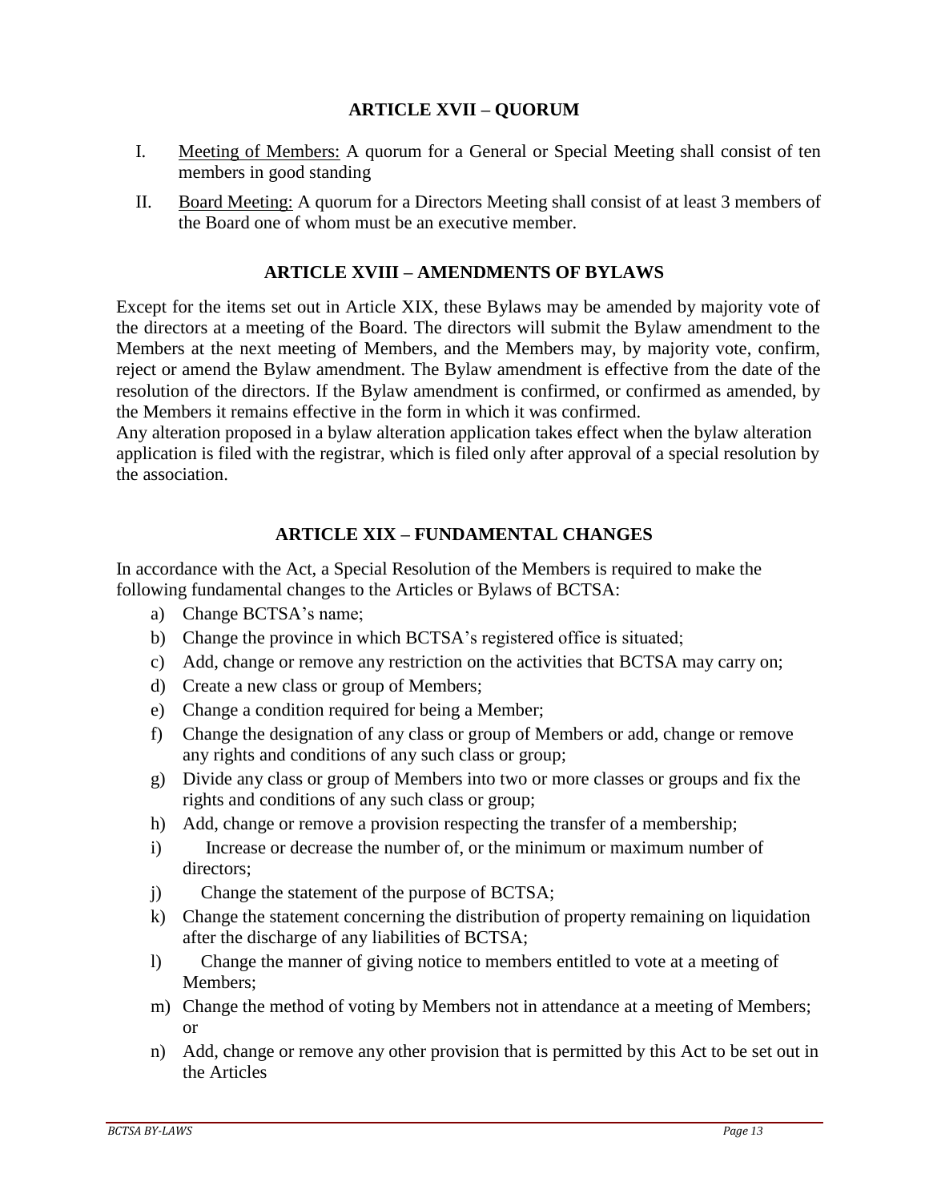## ARTICLE XVII – QUORUM

I. Meeting of Members: A quorum for a General or Special Meeting shall consist of ten members in good standing

II. Board Meeting: A quorum for a Directors Meeting shall consist of at least 3 members of the Board one of whom must be an executive member.

## ARTICLE XVIII – AMENDMENTS OF BYLAWS

Except for the items set out in Article XIX, these Bylaws may be amended by majority vote of the directors at a meeting of the Board. The directors will submit the Bylaw amendment to the Members at the next meeting of Members, and the Members may, by majority vote, confirm, reject or amend the Bylaw amendment. The Bylaw amendment is effective from the date of the resolution of the directors. If the Bylaw amendment is confirmed, or confirmed as amended, by the Members it remains effective in the form in which it was confirmed.
Any alteration proposed in a bylaw alteration application takes effect when the bylaw alteration application is filed with the registrar, which is filed only after approval of a special resolution by the association.

## ARTICLE XIX – FUNDAMENTAL CHANGES

In accordance with the Act, a Special Resolution of the Members is required to make the following fundamental changes to the Articles or Bylaws of BCTSA:

a) Change BCTSA's name;
b) Change the province in which BCTSA's registered office is situated;
c) Add, change or remove any restriction on the activities that BCTSA may carry on;
d) Create a new class or group of Members;
e) Change a condition required for being a Member;
f) Change the designation of any class or group of Members or add, change or remove any rights and conditions of any such class or group;
g) Divide any class or group of Members into two or more classes or groups and fix the rights and conditions of any such class or group;
h) Add, change or remove a provision respecting the transfer of a membership;
i) Increase or decrease the number of, or the minimum or maximum number of directors;
j) Change the statement of the purpose of BCTSA;
k) Change the statement concerning the distribution of property remaining on liquidation after the discharge of any liabilities of BCTSA;
l) Change the manner of giving notice to members entitled to vote at a meeting of Members;
m) Change the method of voting by Members not in attendance at a meeting of Members; or
n) Add, change or remove any other provision that is permitted by this Act to be set out in the Articles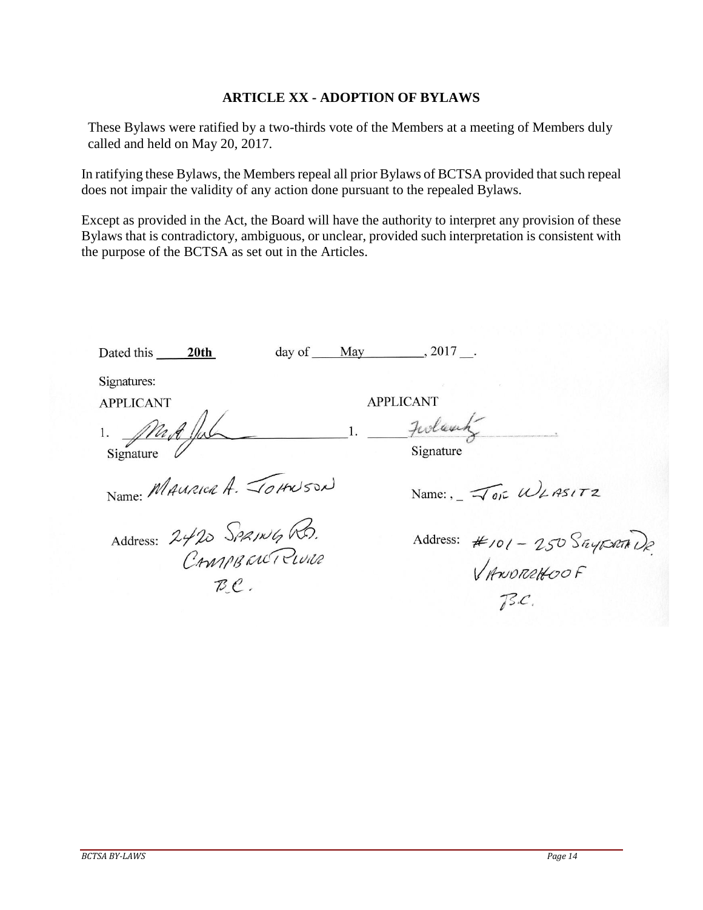## ARTICLE XX - ADOPTION OF BYLAWS

These Bylaws were ratified by a two-thirds vote of the Members at a meeting of Members duly called and held on May 20, 2017.

In ratifying these Bylaws, the Members repeal all prior Bylaws of BCTSA provided that such repeal does not impair the validity of any action done pursuant to the repealed Bylaws.

Except as provided in the Act, the Board will have the authority to interpret any provision of these Bylaws that is contradictory, ambiguous, or unclear, provided such interpretation is consistent with the purpose of the BCTSA as set out in the Articles.

Dated this **20th** day of May, 2017 __.

Signatures:

| | |
|---|---|
| APPLICANT | APPLICANT |
| 1. ______________ Signature | 1. ______________ Signature |
| Name: MAURICE A. JOHNSON | Name:, _ JOE WLASITZ |
| Address: 2420 SPRING RD. CAMPBELL RIVER B.C. | Address: #101 - 250 STEYERTA DR. VANDERHOOF B.C. |